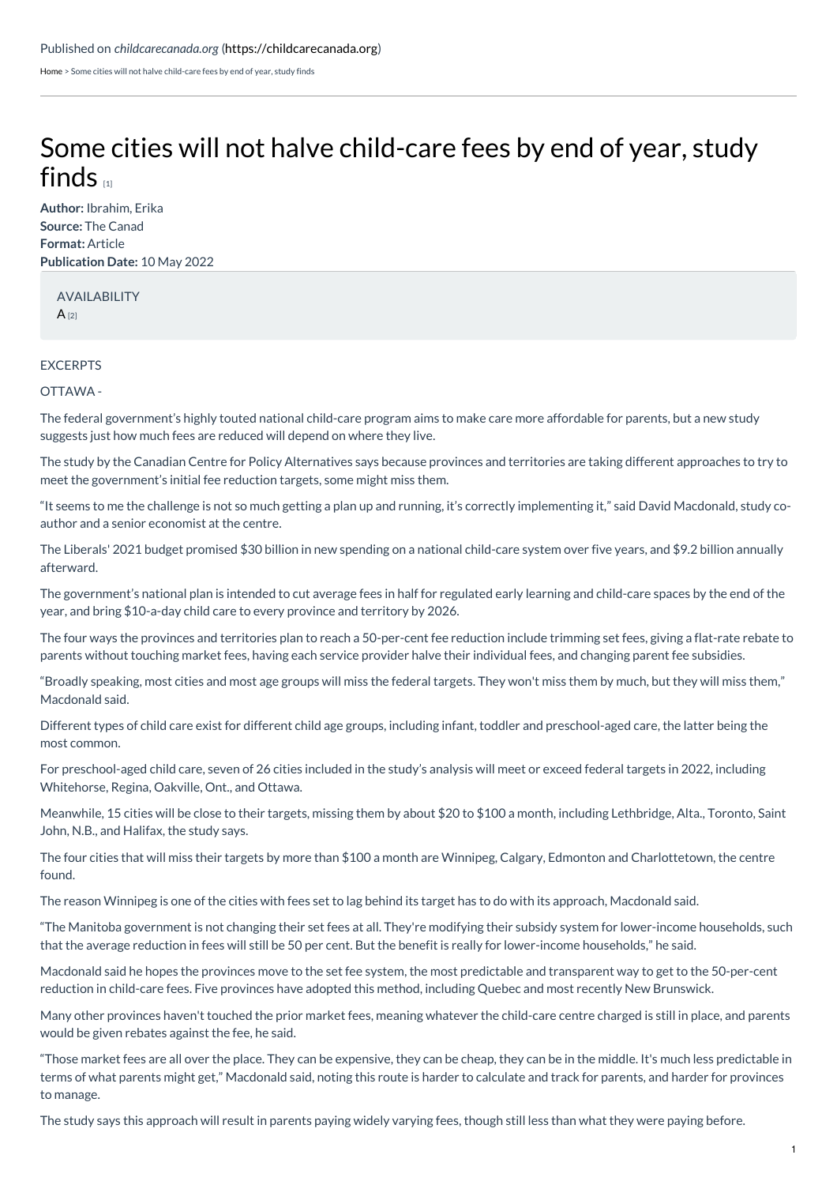Published on *childcarecanada.org* (https://childcarecanada.org)

Home > Some cities will not halve child-care fees by end of year, study finds

# Some cities will not halve child-care fees by end of year, study finds [1]

**Author:** Ibrahim, Erika
**Source:** The Canad
**Format:** Article
**Publication Date:** 10 May 2022

AVAILABILITY
A [2]

EXCERPTS

OTTAWA -

The federal government's highly touted national child-care program aims to make care more affordable for parents, but a new study suggests just how much fees are reduced will depend on where they live.

The study by the Canadian Centre for Policy Alternatives says because provinces and territories are taking different approaches to try to meet the government's initial fee reduction targets, some might miss them.

"It seems to me the challenge is not so much getting a plan up and running, it's correctly implementing it," said David Macdonald, study co-author and a senior economist at the centre.

The Liberals' 2021 budget promised $30 billion in new spending on a national child-care system over five years, and $9.2 billion annually afterward.

The government's national plan is intended to cut average fees in half for regulated early learning and child-care spaces by the end of the year, and bring $10-a-day child care to every province and territory by 2026.

The four ways the provinces and territories plan to reach a 50-per-cent fee reduction include trimming set fees, giving a flat-rate rebate to parents without touching market fees, having each service provider halve their individual fees, and changing parent fee subsidies.

"Broadly speaking, most cities and most age groups will miss the federal targets. They won't miss them by much, but they will miss them," Macdonald said.

Different types of child care exist for different child age groups, including infant, toddler and preschool-aged care, the latter being the most common.

For preschool-aged child care, seven of 26 cities included in the study's analysis will meet or exceed federal targets in 2022, including Whitehorse, Regina, Oakville, Ont., and Ottawa.

Meanwhile, 15 cities will be close to their targets, missing them by about $20 to $100 a month, including Lethbridge, Alta., Toronto, Saint John, N.B., and Halifax, the study says.

The four cities that will miss their targets by more than $100 a month are Winnipeg, Calgary, Edmonton and Charlottetown, the centre found.

The reason Winnipeg is one of the cities with fees set to lag behind its target has to do with its approach, Macdonald said.

"The Manitoba government is not changing their set fees at all. They're modifying their subsidy system for lower-income households, such that the average reduction in fees will still be 50 per cent. But the benefit is really for lower-income households," he said.

Macdonald said he hopes the provinces move to the set fee system, the most predictable and transparent way to get to the 50-per-cent reduction in child-care fees. Five provinces have adopted this method, including Quebec and most recently New Brunswick.

Many other provinces haven't touched the prior market fees, meaning whatever the child-care centre charged is still in place, and parents would be given rebates against the fee, he said.

"Those market fees are all over the place. They can be expensive, they can be cheap, they can be in the middle. It's much less predictable in terms of what parents might get," Macdonald said, noting this route is harder to calculate and track for parents, and harder for provinces to manage.

The study says this approach will result in parents paying widely varying fees, though still less than what they were paying before.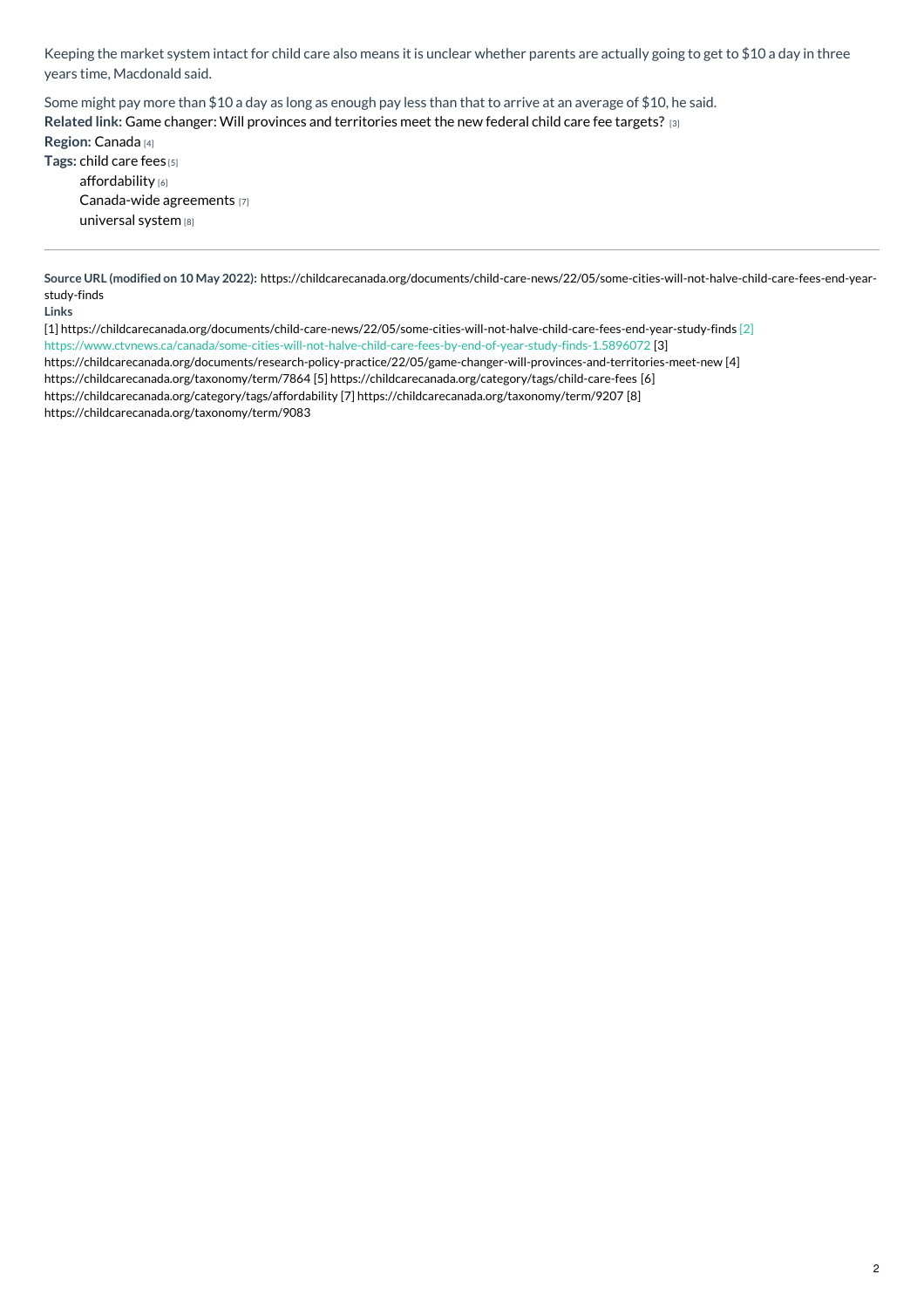Keeping the market system intact for child care also means it is unclear whether parents are actually going to get to $10 a day in three years time, Macdonald said.

Some might pay more than $10 a day as long as enough pay less than that to arrive at an average of $10, he said.

**Related link:** Game changer: Will provinces and territories meet the new federal child care fee targets? [3]

**Region:** Canada [4]

**Tags:** child care fees [5]
affordability [6]
Canada-wide agreements [7]
universal system [8]

---

**Source URL (modified on 10 May 2022):** https://childcarecanada.org/documents/child-care-news/22/05/some-cities-will-not-halve-child-care-fees-end-year-study-finds

**Links**

[1] https://childcarecanada.org/documents/child-care-news/22/05/some-cities-will-not-halve-child-care-fees-end-year-study-finds [2] https://www.ctvnews.ca/canada/some-cities-will-not-halve-child-care-fees-by-end-of-year-study-finds-1.5896072 [3] https://childcarecanada.org/documents/research-policy-practice/22/05/game-changer-will-provinces-and-territories-meet-new [4] https://childcarecanada.org/taxonomy/term/7864 [5] https://childcarecanada.org/category/tags/child-care-fees [6] https://childcarecanada.org/category/tags/affordability [7] https://childcarecanada.org/taxonomy/term/9207 [8] https://childcarecanada.org/taxonomy/term/9083